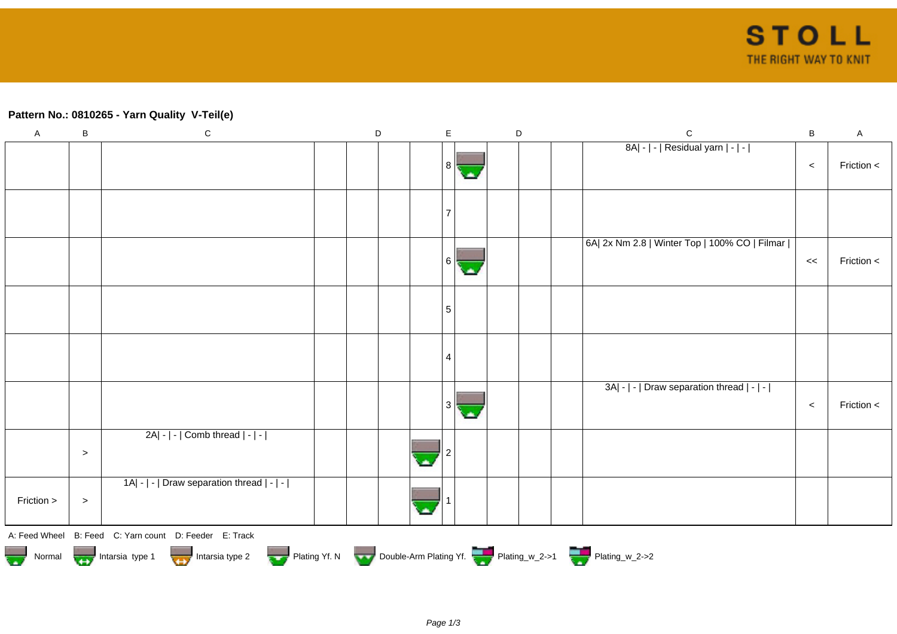**Pattern No.: 0810265 - Yarn Quality  V-Teil(e)**

| A | B | C | D | D | D | D | E | D | D | D | D | C | B | A |
|---|---|---|---|---|---|---|---|---|---|---|---|---|---|---|
| | | | | | | | 8 | | | | | 8A\| - \| - \| Residual yarn \| - \| - \| | < | Friction < |
| | | | | | | | 7 | | | | | | | |
| | | | | | | | 6 | | | | | 6A\| 2x Nm 2.8 \| Winter Top \| 100% CO \| Filmar \| | << | Friction < |
| | | | | | | | 5 | | | | | | | |
| | | | | | | | 4 | | | | | | | |
| | | | | | | | 3 | | | | | 3A\| - \| - \| Draw separation thread \| - \| - \| | < | Friction < |
| | > | 2A\| - \| - \| Comb thread \| - \| - \| | | | | | 2 | | | | | | | |
| Friction > | > | 1A\| - \| - \| Draw separation thread \| - \| - \| | | | | | 1 | | | | | | | |

A: Feed Wheel B: Feed C: Yarn count D: Feeder E: Track

Normal | Intarsia type 1 | Intarsia type 2 | Plating Yf. N | Double-Arm Plating Yf. | Plating_w_2->1 | Plating_w_2->2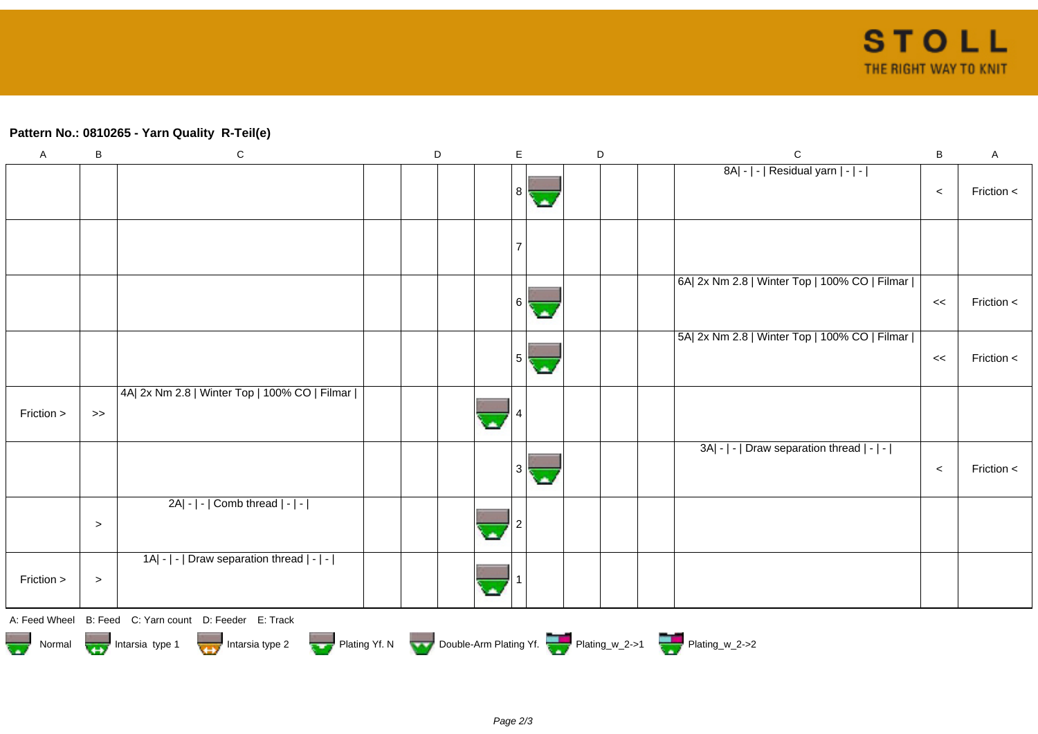**Pattern No.: 0810265 - Yarn Quality  R-Teil(e)**

| A | B | C | | D | | | E | | D | | | C | B | A |
|---|---|---|---|---|---|---|---|---|---|---|---|---|---|---|
| | | | | | | | 8 | | | | | 8A\| - \| - \| Residual yarn \| - \| - \| | < | Friction < |
| | | | | | | | 7 | | | | | | | |
| | | | | | | | 6 | | | | | 6A\| 2x Nm 2.8 \| Winter Top \| 100% CO \| Filmar \| | << | Friction < |
| | | | | | | | 5 | | | | | 5A\| 2x Nm 2.8 \| Winter Top \| 100% CO \| Filmar \| | << | Friction < |
| Friction > | >> | 4A\| 2x Nm 2.8 \| Winter Top \| 100% CO \| Filmar \| | | | | | 4 | | | | | | | |
| | | | | | | | 3 | | | | | 3A\| - \| - \| Draw separation thread \| - \| - \| | < | Friction < |
| | > | 2A\| - \| - \| Comb thread \| - \| - \| | | | | | 2 | | | | | | | |
| Friction > | > | 1A\| - \| - \| Draw separation thread \| - \| - \| | | | | | 1 | | | | | | | |

A: Feed Wheel   B: Feed   C: Yarn count   D: Feeder   E: Track

Normal   Intarsia type 1   Intarsia type 2   Plating Yf. N   Double-Arm Plating Yf.   Plating_w_2->1   Plating_w_2->2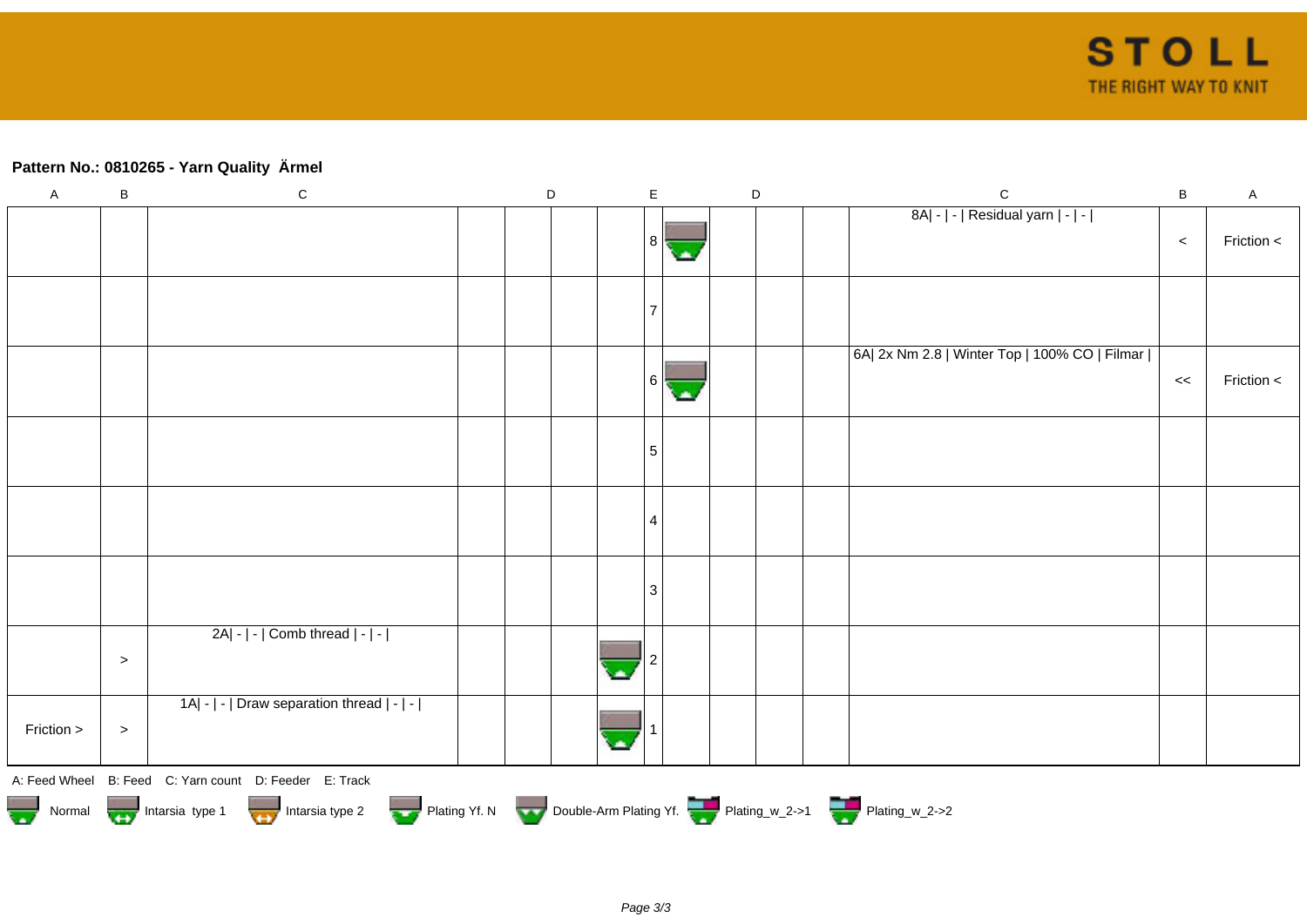**Pattern No.: 0810265 - Yarn Quality  Ärmel**

| A | B | C | D | D | D | D | E | D | D | D | C | B | A |
|---|---|---|---|---|---|---|---|---|---|---|---|---|---|
| | | | | | | | 8 | | | | 8A\| - \| - \| Residual yarn \| - \| - \| | < | Friction < |
| | | | | | | | 7 | | | | | | |
| | | | | | | | 6 | | | | 6A\| 2x Nm 2.8 \| Winter Top \| 100% CO \| Filmar \| | << | Friction < |
| | | | | | | | 5 | | | | | | |
| | | | | | | | 4 | | | | | | |
| | | | | | | | 3 | | | | | | |
| | > | 2A\| - \| - \| Comb thread \| - \| - \| | | | | | 2 | | | | | | |
| Friction > | > | 1A\| - \| - \| Draw separation thread \| - \| - \| | | | | | 1 | | | | | | |

A: Feed Wheel B: Feed C: Yarn count D: Feeder E: Track

Normal  Intarsia type 1  Intarsia type 2  Plating Yf. N  Double-Arm Plating Yf.  Plating_w_2->1  Plating_w_2->2